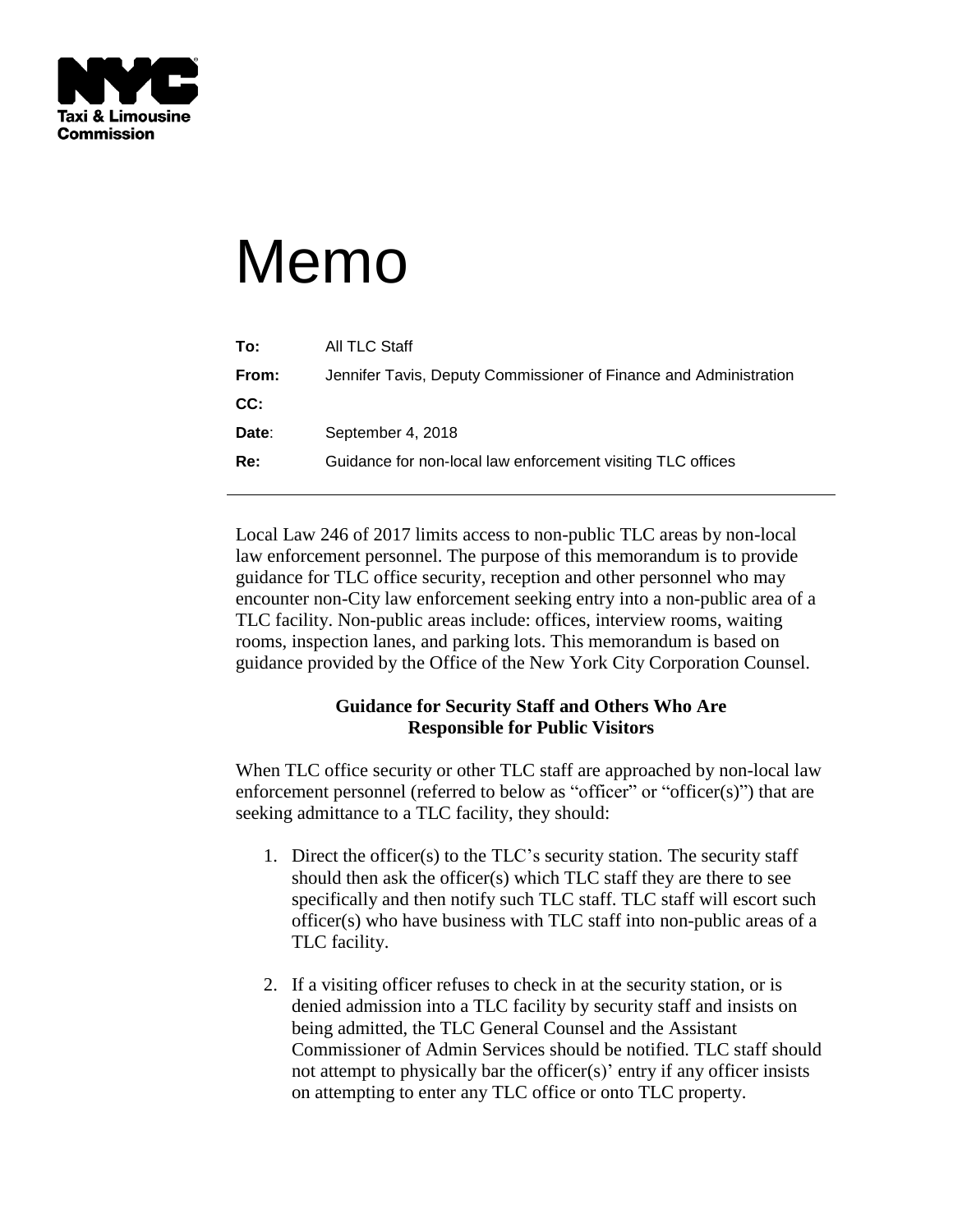NYC Taxi & Limousine Commission

# Memo

| | |
|---|---|
| **To:** | All TLC Staff |
| **From:** | Jennifer Tavis, Deputy Commissioner of Finance and Administration |
| **CC:** | |
| **Date:** | September 4, 2018 |
| **Re:** | Guidance for non-local law enforcement visiting TLC offices |

Local Law 246 of 2017 limits access to non-public TLC areas by non-local law enforcement personnel. The purpose of this memorandum is to provide guidance for TLC office security, reception and other personnel who may encounter non-City law enforcement seeking entry into a non-public area of a TLC facility. Non-public areas include: offices, interview rooms, waiting rooms, inspection lanes, and parking lots. This memorandum is based on guidance provided by the Office of the New York City Corporation Counsel.

## Guidance for Security Staff and Others Who Are Responsible for Public Visitors

When TLC office security or other TLC staff are approached by non-local law enforcement personnel (referred to below as "officer" or "officer(s)") that are seeking admittance to a TLC facility, they should:

1. Direct the officer(s) to the TLC's security station. The security staff should then ask the officer(s) which TLC staff they are there to see specifically and then notify such TLC staff. TLC staff will escort such officer(s) who have business with TLC staff into non-public areas of a TLC facility.

2. If a visiting officer refuses to check in at the security station, or is denied admission into a TLC facility by security staff and insists on being admitted, the TLC General Counsel and the Assistant Commissioner of Admin Services should be notified. TLC staff should not attempt to physically bar the officer(s)' entry if any officer insists on attempting to enter any TLC office or onto TLC property.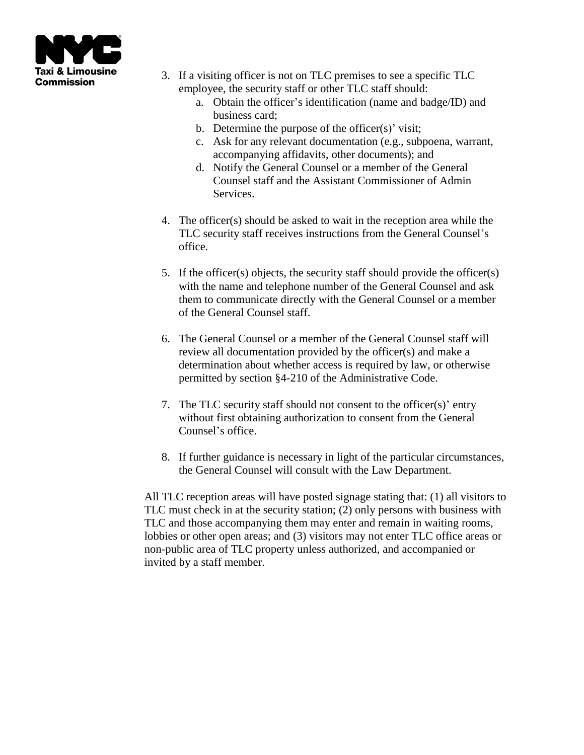3. If a visiting officer is not on TLC premises to see a specific TLC employee, the security staff or other TLC staff should:
    a. Obtain the officer's identification (name and badge/ID) and business card;
    b. Determine the purpose of the officer(s)' visit;
    c. Ask for any relevant documentation (e.g., subpoena, warrant, accompanying affidavits, other documents); and
    d. Notify the General Counsel or a member of the General Counsel staff and the Assistant Commissioner of Admin Services.

4. The officer(s) should be asked to wait in the reception area while the TLC security staff receives instructions from the General Counsel's office.

5. If the officer(s) objects, the security staff should provide the officer(s) with the name and telephone number of the General Counsel and ask them to communicate directly with the General Counsel or a member of the General Counsel staff.

6. The General Counsel or a member of the General Counsel staff will review all documentation provided by the officer(s) and make a determination about whether access is required by law, or otherwise permitted by section §4-210 of the Administrative Code.

7. The TLC security staff should not consent to the officer(s)' entry without first obtaining authorization to consent from the General Counsel's office.

8. If further guidance is necessary in light of the particular circumstances, the General Counsel will consult with the Law Department.

All TLC reception areas will have posted signage stating that: (1) all visitors to TLC must check in at the security station; (2) only persons with business with TLC and those accompanying them may enter and remain in waiting rooms, lobbies or other open areas; and (3) visitors may not enter TLC office areas or non-public area of TLC property unless authorized, and accompanied or invited by a staff member.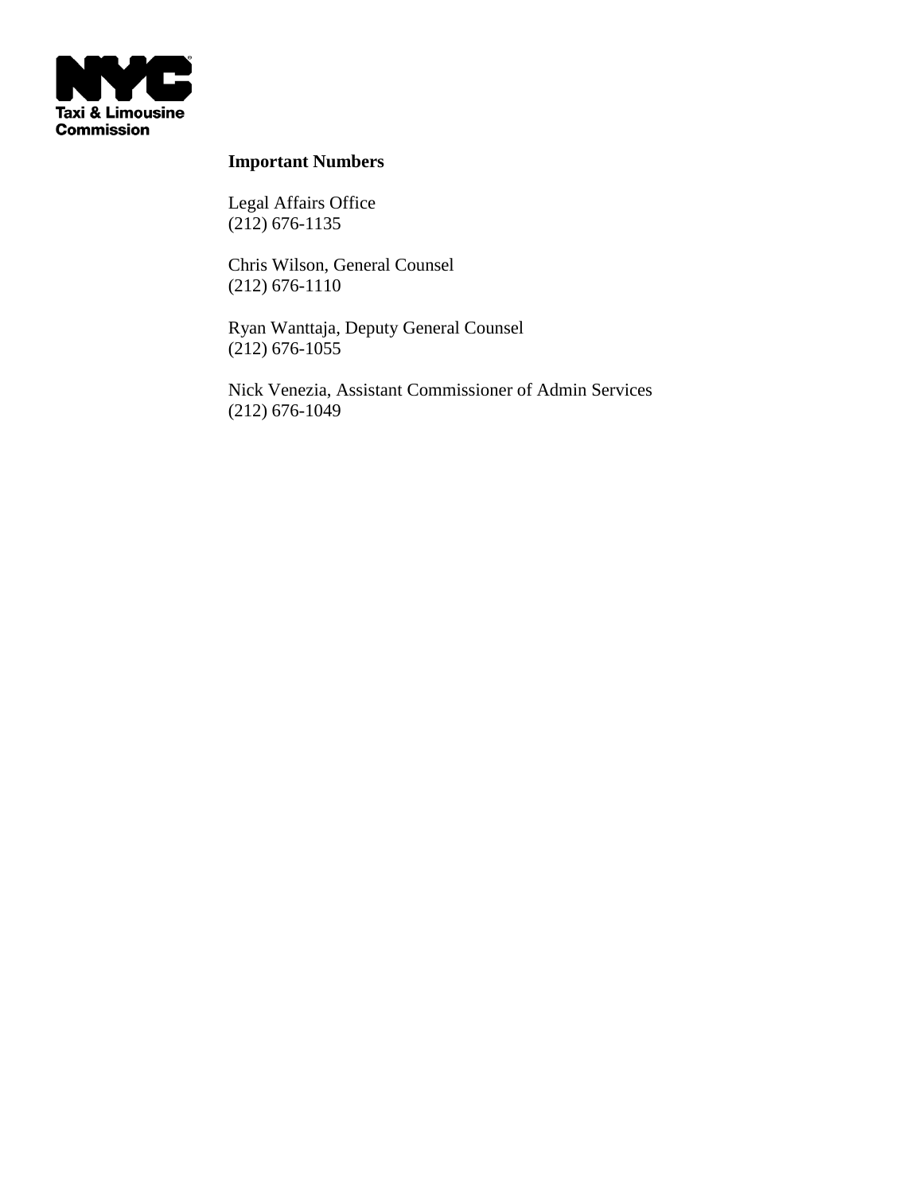NYC Taxi & Limousine Commission

**Important Numbers**

Legal Affairs Office
(212) 676-1135

Chris Wilson, General Counsel
(212) 676-1110

Ryan Wanttaja, Deputy General Counsel
(212) 676-1055

Nick Venezia, Assistant Commissioner of Admin Services
(212) 676-1049